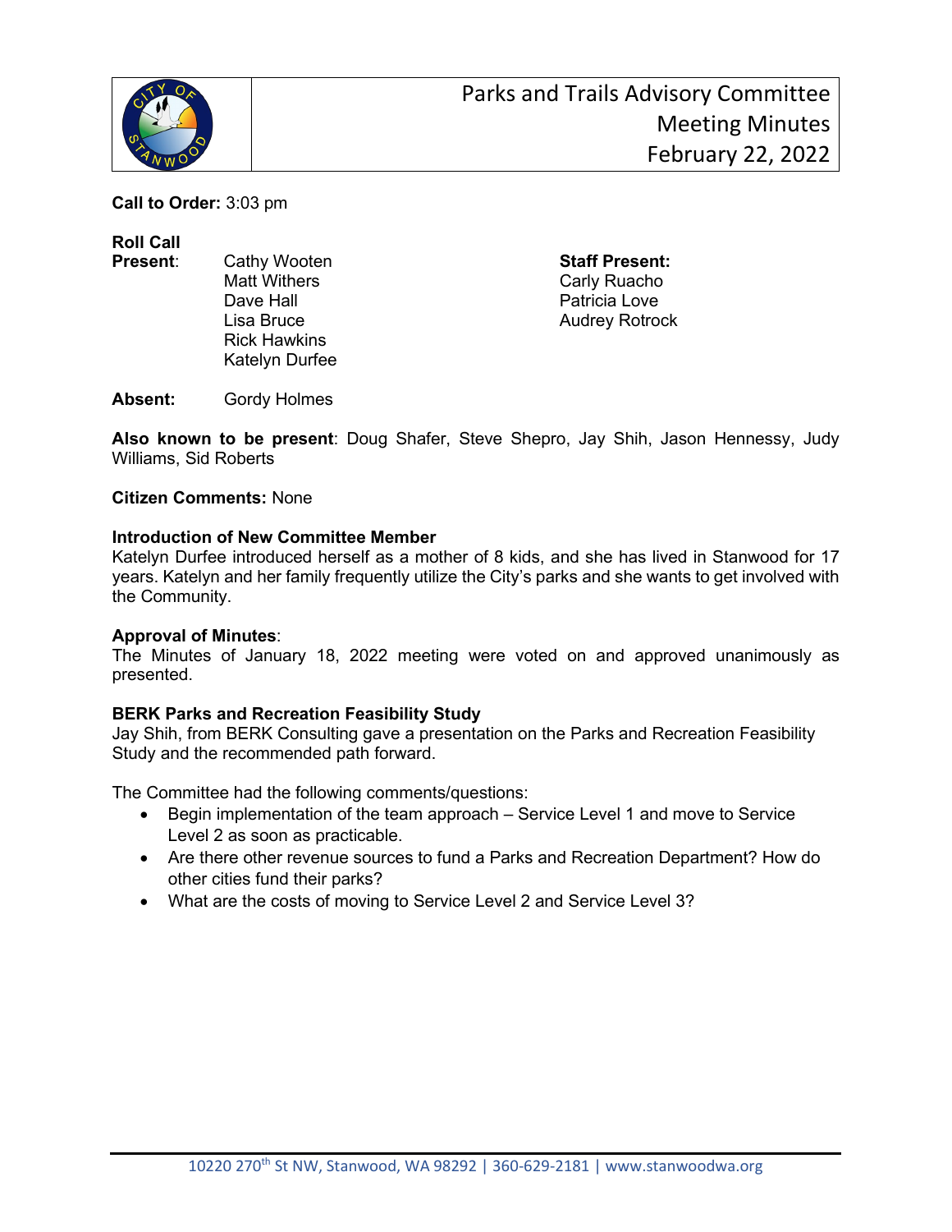# Parks and Trails Advisory Committee Meeting Minutes
## February 22, 2022

**Call to Order:** 3:03 pm

**Roll Call**

**Present**: Cathy Wooten, Matt Withers, Dave Hall, Lisa Bruce, Rick Hawkins, Katelyn Durfee

**Staff Present:** Carly Ruacho, Patricia Love, Audrey Rotrock

**Absent:** Gordy Holmes

**Also known to be present**: Doug Shafer, Steve Shepro, Jay Shih, Jason Hennessy, Judy Williams, Sid Roberts

**Citizen Comments:** None

**Introduction of New Committee Member**

Katelyn Durfee introduced herself as a mother of 8 kids, and she has lived in Stanwood for 17 years. Katelyn and her family frequently utilize the City's parks and she wants to get involved with the Community.

**Approval of Minutes**:

The Minutes of January 18, 2022 meeting were voted on and approved unanimously as presented.

**BERK Parks and Recreation Feasibility Study**

Jay Shih, from BERK Consulting gave a presentation on the Parks and Recreation Feasibility Study and the recommended path forward.

The Committee had the following comments/questions:

- Begin implementation of the team approach – Service Level 1 and move to Service Level 2 as soon as practicable.
- Are there other revenue sources to fund a Parks and Recreation Department? How do other cities fund their parks?
- What are the costs of moving to Service Level 2 and Service Level 3?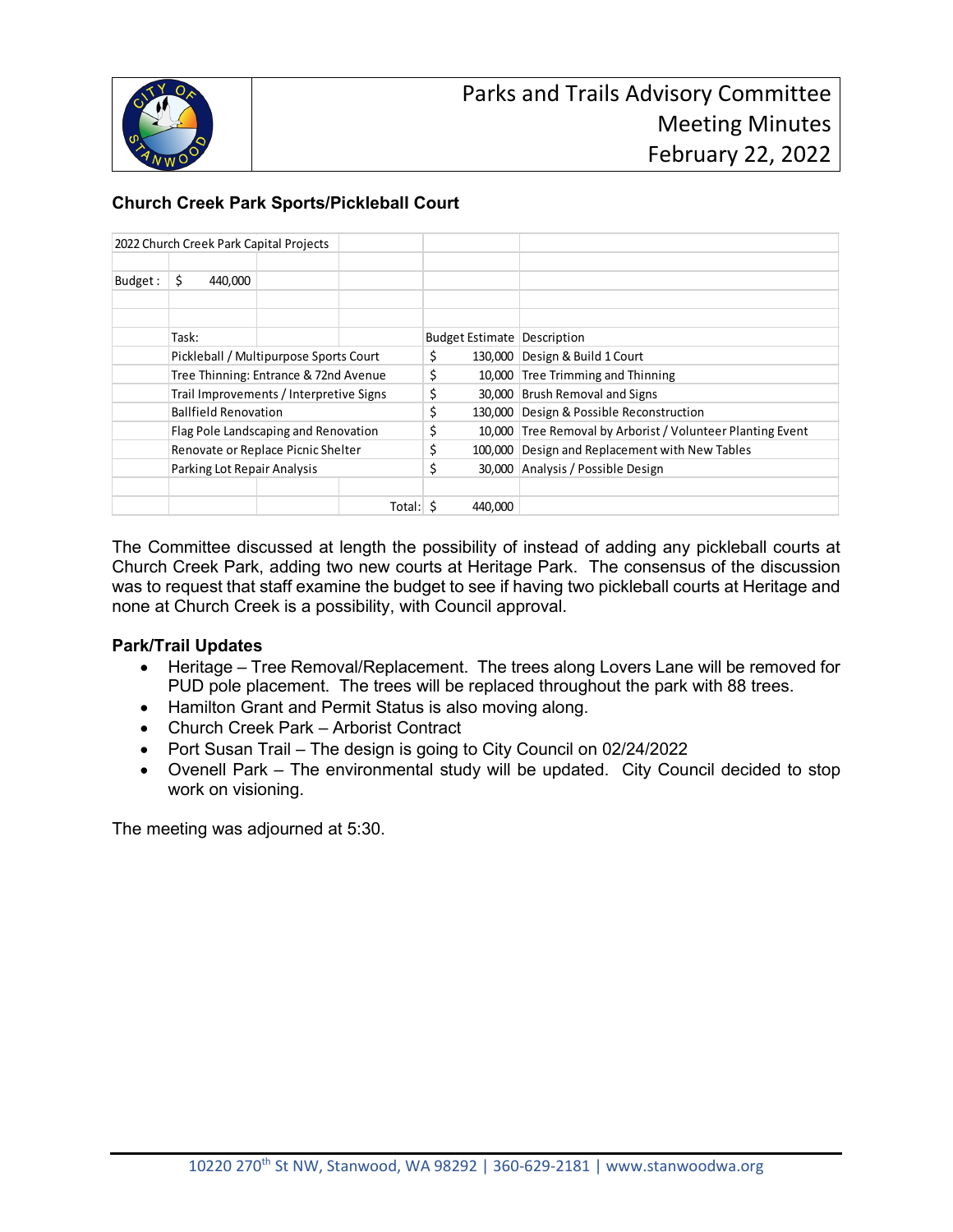### Church Creek Park Sports/Pickleball Court

| | | | |
|---|---|---|---|
| 2022 Church Creek Park Capital Projects | | | |
| Budget : | $ 440,000 | | |
| | Task: | Budget Estimate | Description |
| | Pickleball / Multipurpose Sports Court | $ 130,000 | Design & Build 1 Court |
| | Tree Thinning: Entrance & 72nd Avenue | $ 10,000 | Tree Trimming and Thinning |
| | Trail Improvements / Interpretive Signs | $ 30,000 | Brush Removal and Signs |
| | Ballfield Renovation | $ 130,000 | Design & Possible Reconstruction |
| | Flag Pole Landscaping and Renovation | $ 10,000 | Tree Removal by Arborist / Volunteer Planting Event |
| | Renovate or Replace Picnic Shelter | $ 100,000 | Design and Replacement with New Tables |
| | Parking Lot Repair Analysis | $ 30,000 | Analysis / Possible Design |
| | Total: | $ 440,000 | |

The Committee discussed at length the possibility of instead of adding any pickleball courts at Church Creek Park, adding two new courts at Heritage Park. The consensus of the discussion was to request that staff examine the budget to see if having two pickleball courts at Heritage and none at Church Creek is a possibility, with Council approval.

### Park/Trail Updates

- Heritage – Tree Removal/Replacement. The trees along Lovers Lane will be removed for PUD pole placement. The trees will be replaced throughout the park with 88 trees.
- Hamilton Grant and Permit Status is also moving along.
- Church Creek Park – Arborist Contract
- Port Susan Trail – The design is going to City Council on 02/24/2022
- Ovenell Park – The environmental study will be updated. City Council decided to stop work on visioning.

The meeting was adjourned at 5:30.